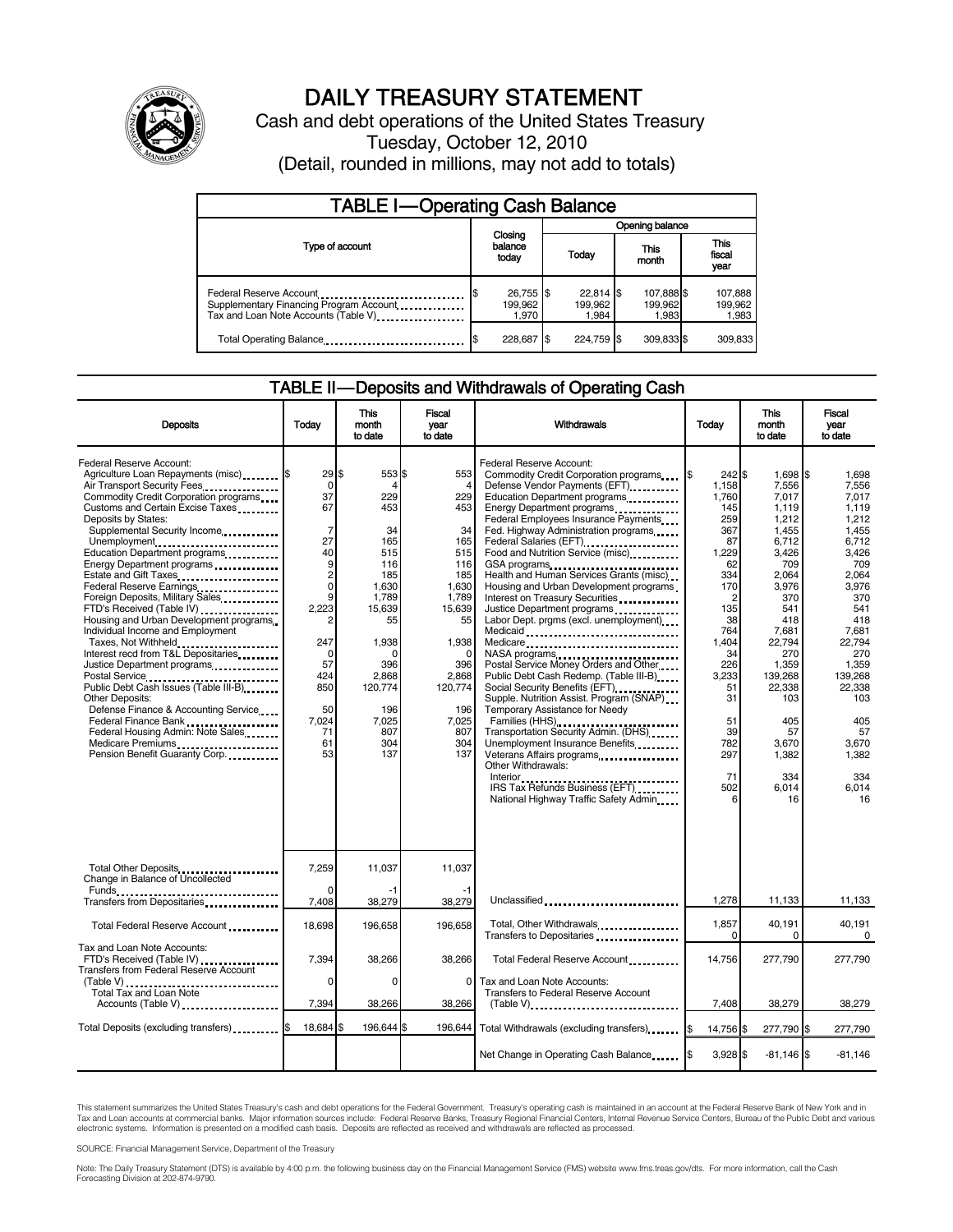# DAILY TREASURY STATEMENT

Cash and debt operations of the United States Treasury

Tuesday, October 12, 2010

(Detail, rounded in millions, may not add to totals)

## TABLE I—Operating Cash Balance

| Type of account | Closing balance today | Opening balance Today | This month | This fiscal year |
|---|---|---|---|---|
| Federal Reserve Account | $ 26,755 | $ 22,814 | $ 107,888 | $ 107,888 |
| Supplementary Financing Program Account | 199,962 | 199,962 | 199,962 | 199,962 |
| Tax and Loan Note Accounts (Table V) | 1,970 | 1,984 | 1,983 | 1,983 |
| Total Operating Balance | $ 228,687 | $ 224,759 | $ 309,833 | $ 309,833 |

## TABLE II—Deposits and Withdrawals of Operating Cash

| Deposits | Today | This month to date | Fiscal year to date |
|---|---|---|---|
| Federal Reserve Account: | | | |
| Agriculture Loan Repayments (misc) | $ 29 | $ 553 | $ 553 |
| Air Transport Security Fees | 0 | 4 | 4 |
| Commodity Credit Corporation programs | 37 | 229 | 229 |
| Customs and Certain Excise Taxes | 67 | 453 | 453 |
| Deposits by States: | | | |
| Supplemental Security Income | 7 | 34 | 34 |
| Unemployment | 27 | 165 | 165 |
| Education Department programs | 40 | 515 | 515 |
| Energy Department programs | 9 | 116 | 116 |
| Estate and Gift Taxes | 2 | 185 | 185 |
| Federal Reserve Earnings | 0 | 1,630 | 1,630 |
| Foreign Deposits, Military Sales | 9 | 1,789 | 1,789 |
| FTD's Received (Table IV) | 2,223 | 15,639 | 15,639 |
| Housing and Urban Development programs | 2 | 55 | 55 |
| Individual Income and Employment Taxes, Not Withheld | 247 | 1,938 | 1,938 |
| Interest recd from T&L Depositaries | 0 | 0 | 0 |
| Justice Department programs | 57 | 396 | 396 |
| Postal Service | 424 | 2,868 | 2,868 |
| Public Debt Cash Issues (Table III-B) | 850 | 120,774 | 120,774 |
| Other Deposits: | | | |
| Defense Finance & Accounting Service | 50 | 196 | 196 |
| Federal Finance Bank | 7,024 | 7,025 | 7,025 |
| Federal Housing Admin: Note Sales | 71 | 807 | 807 |
| Medicare Premiums | 61 | 304 | 304 |
| Pension Benefit Guaranty Corp. | 53 | 137 | 137 |
| Total Other Deposits | 7,259 | 11,037 | 11,037 |
| Change in Balance of Uncollected Funds | 0 | -1 | -1 |
| Transfers from Depositaries | 7,408 | 38,279 | 38,279 |
| Total Federal Reserve Account | 18,698 | 196,658 | 196,658 |
| Tax and Loan Note Accounts: | | | |
| FTD's Received (Table IV) | 7,394 | 38,266 | 38,266 |
| Transfers from Federal Reserve Account (Table V) | 0 | 0 | 0 |
| Total Tax and Loan Note Accounts (Table V) | 7,394 | 38,266 | 38,266 |
| Total Deposits (excluding transfers) | $ 18,684 | $ 196,644 | $ 196,644 |

| Withdrawals | Today | This month to date | Fiscal year to date |
|---|---|---|---|
| Federal Reserve Account: | | | |
| Commodity Credit Corporation programs | $ 242 | $ 1,698 | $ 1,698 |
| Defense Vendor Payments (EFT) | 1,158 | 7,556 | 7,556 |
| Education Department programs | 1,760 | 7,017 | 7,017 |
| Energy Department programs | 145 | 1,119 | 1,119 |
| Federal Employees Insurance Payments | 259 | 1,212 | 1,212 |
| Fed. Highway Administration programs | 367 | 1,455 | 1,455 |
| Federal Salaries (EFT) | 87 | 6,712 | 6,712 |
| Food and Nutrition Service (misc) | 1,229 | 3,426 | 3,426 |
| GSA programs | 62 | 709 | 709 |
| Health and Human Services Grants (misc) | 334 | 2,064 | 2,064 |
| Housing and Urban Development programs | 170 | 3,976 | 3,976 |
| Interest on Treasury Securities | 2 | 370 | 370 |
| Justice Department programs | 135 | 541 | 541 |
| Labor Dept. prgms (excl. unemployment) | 38 | 418 | 418 |
| Medicaid | 764 | 7,681 | 7,681 |
| Medicare | 1,404 | 22,794 | 22,794 |
| NASA programs | 34 | 270 | 270 |
| Postal Service Money Orders and Other | 226 | 1,359 | 1,359 |
| Public Debt Cash Redemp. (Table III-B) | 3,233 | 139,268 | 139,268 |
| Social Security Benefits (EFT) | 51 | 22,338 | 22,338 |
| Supple. Nutrition Assist. Program (SNAP) | 31 | 103 | 103 |
| Temporary Assistance for Needy Families (HHS) | 51 | 405 | 405 |
| Transportation Security Admin. (DHS) | 39 | 57 | 57 |
| Unemployment Insurance Benefits | 782 | 3,670 | 3,670 |
| Veterans Affairs programs | 297 | 1,382 | 1,382 |
| Other Withdrawals: | | | |
| Interior | 71 | 334 | 334 |
| IRS Tax Refunds Business (EFT) | 502 | 6,014 | 6,014 |
| National Highway Traffic Safety Admin | 6 | 16 | 16 |
| Unclassified | 1,278 | 11,133 | 11,133 |
| Total, Other Withdrawals | 1,857 | 40,191 | 40,191 |
| Transfers to Depositaries | 0 | 0 | 0 |
| Total Federal Reserve Account | 14,756 | 277,790 | 277,790 |
| Tax and Loan Note Accounts: | | | |
| Transfers to Federal Reserve Account (Table V) | 7,408 | 38,279 | 38,279 |
| Total Withdrawals (excluding transfers) | $ 14,756 | $ 277,790 | $ 277,790 |
| Net Change in Operating Cash Balance | $ 3,928 | $ -81,146 | $ -81,146 |

This statement summarizes the United States Treasury's cash and debt operations for the Federal Government. Treasury's operating cash is maintained in an account at the Federal Reserve Bank of New York and in Tax and Loan accounts at commercial banks. Major information sources include: Federal Reserve Banks, Treasury Regional Financial Centers, Internal Revenue Service Centers, Bureau of the Public Debt and various electronic systems. Information is presented on a modified cash basis. Deposits are reflected as received and withdrawals are reflected as processed.

SOURCE: Financial Management Service, Department of the Treasury

Note: The Daily Treasury Statement (DTS) is available by 4:00 p.m. the following business day on the Financial Management Service (FMS) website www.fms.treas.gov/dts. For more information, call the Cash Forecasting Division at 202-874-9790.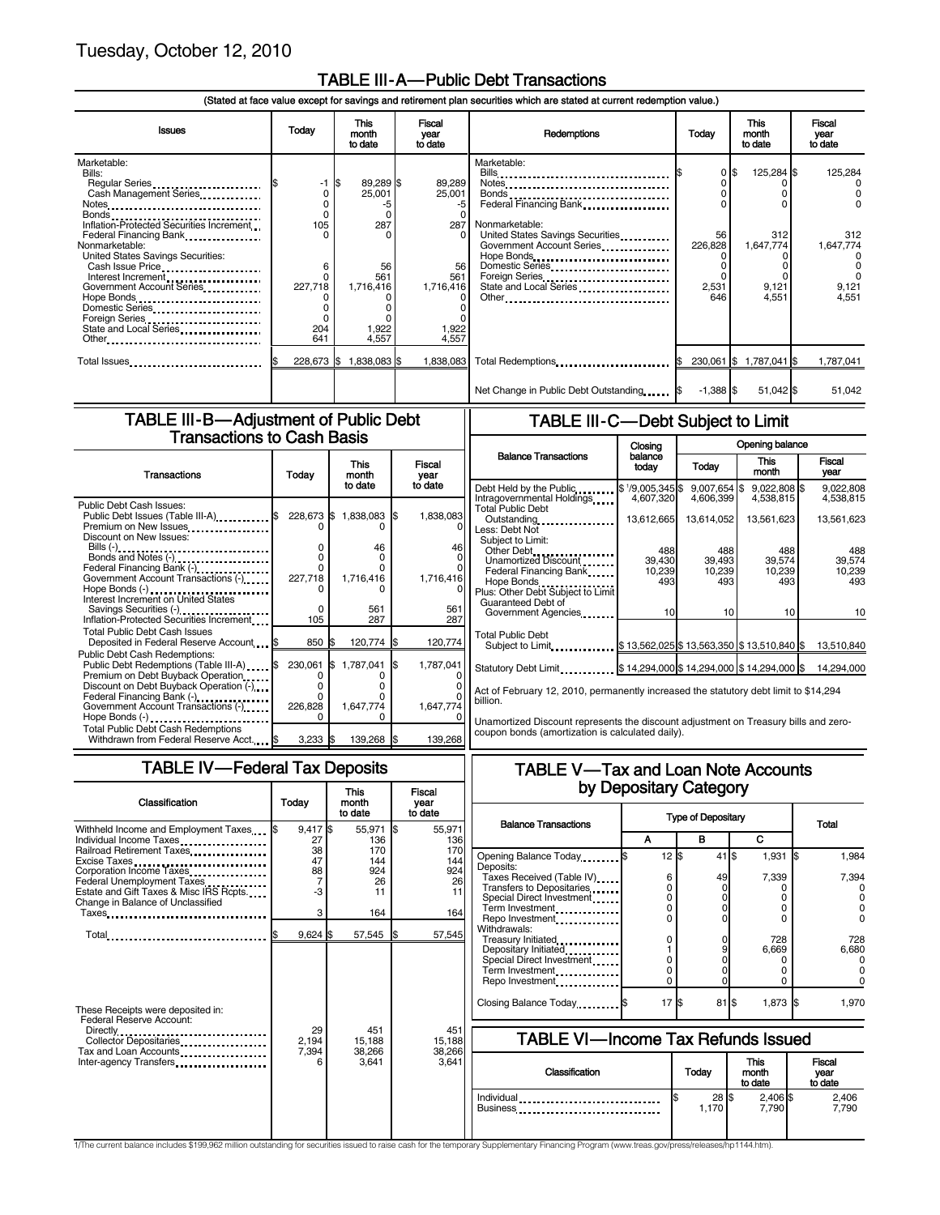Tuesday, October 12, 2010

## TABLE III-A—Public Debt Transactions

(Stated at face value except for savings and retirement plan securities which are stated at current redemption value.)

| Issues | Today | This month to date | Fiscal year to date |
|---|---|---|---|
| Marketable: | | | |
| Bills: | | | |
| Regular Series | $ -1 | $ 89,289 | $ 89,289 |
| Cash Management Series | 0 | 25,001 | 25,001 |
| Notes | 0 | -5 | -5 |
| Bonds | 0 | 0 | 0 |
| Inflation-Protected Securities Increment | 105 | 287 | 287 |
| Federal Financing Bank | 0 | 0 | 0 |
| Nonmarketable: | | | |
| United States Savings Securities: | | | |
| Cash Issue Price | 6 | 56 | 56 |
| Interest Increment | 0 | 561 | 561 |
| Government Account Series | 227,718 | 1,716,416 | 1,716,416 |
| Hope Bonds | 0 | 0 | 0 |
| Domestic Series | 0 | 0 | 0 |
| Foreign Series | 0 | 0 | 0 |
| State and Local Series | 204 | 1,922 | 1,922 |
| Other | 641 | 4,557 | 4,557 |
| Total Issues | $ 228,673 | $ 1,838,083 | $ 1,838,083 |

| Redemptions | Today | This month to date | Fiscal year to date |
|---|---|---|---|
| Marketable: | | | |
| Bills | $ 0 | $ 125,284 | $ 125,284 |
| Notes | 0 | 0 | 0 |
| Bonds | 0 | 0 | 0 |
| Federal Financing Bank | 0 | 0 | 0 |
| Nonmarketable: | | | |
| United States Savings Securities | 56 | 312 | 312 |
| Government Account Series | 226,828 | 1,647,774 | 1,647,774 |
| Hope Bonds | 0 | 0 | 0 |
| Domestic Series | 0 | 0 | 0 |
| Foreign Series | 0 | 0 | 0 |
| State and Local Series | 2,531 | 9,121 | 9,121 |
| Other | 646 | 4,551 | 4,551 |
| Total Redemptions | $ 230,061 | $ 1,787,041 | $ 1,787,041 |
| Net Change in Public Debt Outstanding | $ -1,388 | $ 51,042 | $ 51,042 |

## TABLE III-B—Adjustment of Public Debt Transactions to Cash Basis

| Transactions | Today | This month to date | Fiscal year to date |
|---|---|---|---|
| Public Debt Cash Issues: | | | |
| Public Debt Issues (Table III-A) | $ 228,673 | $ 1,838,083 | $ 1,838,083 |
| Premium on New Issues | 0 | 0 | 0 |
| Discount on New Issues: | | | |
| Bills (-) | 0 | 46 | 46 |
| Bonds and Notes (-) | 0 | 0 | 0 |
| Federal Financing Bank (-) | 0 | 0 | 0 |
| Government Account Transactions (-) | 227,718 | 1,716,416 | 1,716,416 |
| Hope Bonds (-) | 0 | 0 | 0 |
| Interest Increment on United States Savings Securities (-) | 0 | 561 | 561 |
| Inflation-Protected Securities Increment | 105 | 287 | 287 |
| Total Public Debt Cash Issues Deposited in Federal Reserve Account | $ 850 | $ 120,774 | $ 120,774 |
| Public Debt Cash Redemptions: | | | |
| Public Debt Redemptions (Table III-A) | $ 230,061 | $ 1,787,041 | $ 1,787,041 |
| Premium on Debt Buyback Operation | 0 | 0 | 0 |
| Discount on Debt Buyback Operation (-) | 0 | 0 | 0 |
| Federal Financing Bank (-) | 0 | 0 | 0 |
| Government Account Transactions (-) | 226,828 | 1,647,774 | 1,647,774 |
| Hope Bonds (-) | 0 | 0 | 0 |
| Total Public Debt Cash Redemptions Withdrawn from Federal Reserve Acct. | $ 3,233 | $ 139,268 | $ 139,268 |

## TABLE III-C—Debt Subject to Limit

| Balance Transactions | Closing balance today | Opening balance Today | Opening balance This month | Opening balance Fiscal year |
|---|---|---|---|---|
| Debt Held by the Public | $ [1] 9,005,345 | $ 9,007,654 | $ 9,022,808 | $ 9,022,808 |
| Intragovernmental Holdings | 4,607,320 | 4,606,399 | 4,538,815 | 4,538,815 |
| Total Public Debt Outstanding | 13,612,665 | 13,614,052 | 13,561,623 | 13,561,623 |
| Less: Debt Not Subject to Limit: | | | | |
| Other Debt | 488 | 488 | 488 | 488 |
| Unamortized Discount | 39,430 | 39,493 | 39,574 | 39,574 |
| Federal Financing Bank | 10,239 | 10,239 | 10,239 | 10,239 |
| Hope Bonds | 493 | 493 | 493 | 493 |
| Plus: Other Debt Subject to Limit | | | | |
| Guaranteed Debt of Government Agencies | 10 | 10 | 10 | 10 |
| Total Public Debt Subject to Limit | $ 13,562,025 | $ 13,563,350 | $ 13,510,840 | $ 13,510,840 |
| Statutory Debt Limit | $ 14,294,000 | $ 14,294,000 | $ 14,294,000 | $ 14,294,000 |

Act of February 12, 2010, permanently increased the statutory debt limit to $14,294 billion.

Unamortized Discount represents the discount adjustment on Treasury bills and zero-coupon bonds (amortization is calculated daily).

## TABLE IV—Federal Tax Deposits

| Classification | Today | This month to date | Fiscal year to date |
|---|---|---|---|
| Withheld Income and Employment Taxes | $ 9,417 | $ 55,971 | $ 55,971 |
| Individual Income Taxes | 27 | 136 | 136 |
| Railroad Retirement Taxes | 38 | 170 | 170 |
| Excise Taxes | 47 | 144 | 144 |
| Corporation Income Taxes | 88 | 924 | 924 |
| Federal Unemployment Taxes | 7 | 26 | 26 |
| Estate and Gift Taxes & Misc IRS Rcpts. | -3 | 11 | 11 |
| Change in Balance of Unclassified Taxes | 3 | 164 | 164 |
| Total | $ 9,624 | $ 57,545 | $ 57,545 |
| These Receipts were deposited in: | | | |
| Federal Reserve Account: | | | |
| Directly | 29 | 451 | 451 |
| Collector Depositaries | 2,194 | 15,188 | 15,188 |
| Tax and Loan Accounts | 7,394 | 38,266 | 38,266 |
| Inter-agency Transfers | 6 | 3,641 | 3,641 |

## TABLE V—Tax and Loan Note Accounts by Depositary Category

| Balance Transactions | Type of Depositary A | B | C | Total |
|---|---|---|---|---|
| Opening Balance Today | $ 12 | $ 41 | $ 1,931 | $ 1,984 |
| Deposits: | | | | |
| Taxes Received (Table IV) | 6 | 49 | 7,339 | 7,394 |
| Transfers to Depositaries | 0 | 0 | 0 | 0 |
| Special Direct Investment | 0 | 0 | 0 | 0 |
| Term Investment | 0 | 0 | 0 | 0 |
| Repo Investment | 0 | 0 | 0 | 0 |
| Withdrawals: | | | | |
| Treasury Initiated | 0 | 0 | 728 | 728 |
| Depositary Initiated | 1 | 9 | 6,669 | 6,680 |
| Special Direct Investment | 0 | 0 | 0 | 0 |
| Term Investment | 0 | 0 | 0 | 0 |
| Repo Investment | 0 | 0 | 0 | 0 |
| Closing Balance Today | $ 17 | $ 81 | $ 1,873 | $ 1,970 |

## TABLE VI—Income Tax Refunds Issued

| Classification | Today | This month to date | Fiscal year to date |
|---|---|---|---|
| Individual | $ 28 | $ 2,406 | $ 2,406 |
| Business | 1,170 | 7,790 | 7,790 |

1/The current balance includes $199,962 million outstanding for securities issued to raise cash for the temporary Supplementary Financing Program (www.treas.gov/press/releases/hp1144.htm).